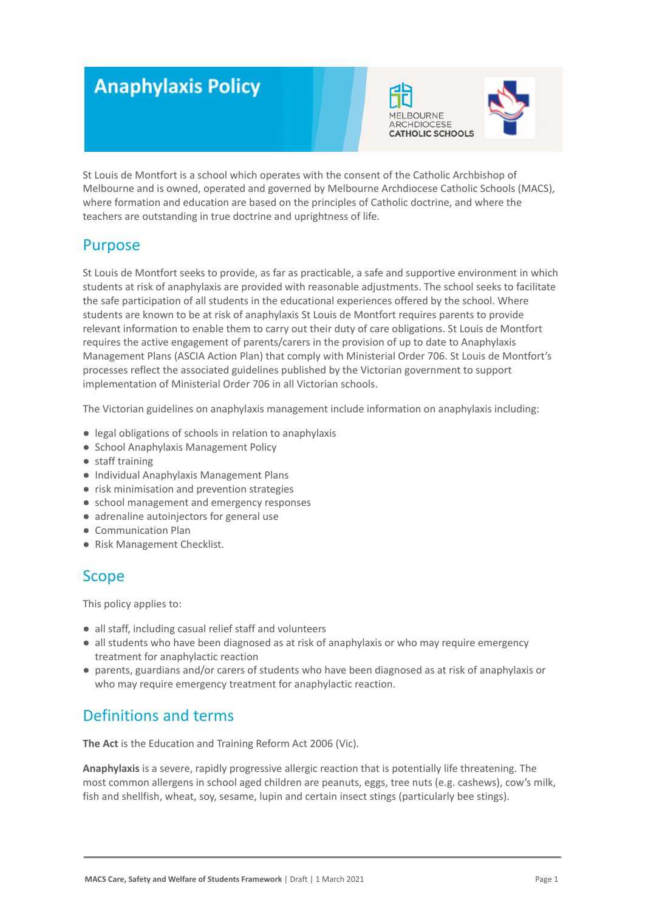# Anaphylaxis Policy

St Louis de Montfort is a school which operates with the consent of the Catholic Archbishop of Melbourne and is owned, operated and governed by Melbourne Archdiocese Catholic Schools (MACS), where formation and education are based on the principles of Catholic doctrine, and where the teachers are outstanding in true doctrine and uprightness of life.

## Purpose

St Louis de Montfort seeks to provide, as far as practicable, a safe and supportive environment in which students at risk of anaphylaxis are provided with reasonable adjustments. The school seeks to facilitate the safe participation of all students in the educational experiences offered by the school. Where students are known to be at risk of anaphylaxis St Louis de Montfort requires parents to provide relevant information to enable them to carry out their duty of care obligations. St Louis de Montfort requires the active engagement of parents/carers in the provision of up to date to Anaphylaxis Management Plans (ASCIA Action Plan) that comply with Ministerial Order 706. St Louis de Montfort's processes reflect the associated guidelines published by the Victorian government to support implementation of Ministerial Order 706 in all Victorian schools.

The Victorian guidelines on anaphylaxis management include information on anaphylaxis including:

- legal obligations of schools in relation to anaphylaxis
- School Anaphylaxis Management Policy
- staff training
- Individual Anaphylaxis Management Plans
- risk minimisation and prevention strategies
- school management and emergency responses
- adrenaline autoinjectors for general use
- Communication Plan
- Risk Management Checklist.

## Scope

This policy applies to:

- all staff, including casual relief staff and volunteers
- all students who have been diagnosed as at risk of anaphylaxis or who may require emergency treatment for anaphylactic reaction
- parents, guardians and/or carers of students who have been diagnosed as at risk of anaphylaxis or who may require emergency treatment for anaphylactic reaction.

## Definitions and terms

**The Act** is the Education and Training Reform Act 2006 (Vic).

**Anaphylaxis** is a severe, rapidly progressive allergic reaction that is potentially life threatening. The most common allergens in school aged children are peanuts, eggs, tree nuts (e.g. cashews), cow's milk, fish and shellfish, wheat, soy, sesame, lupin and certain insect stings (particularly bee stings).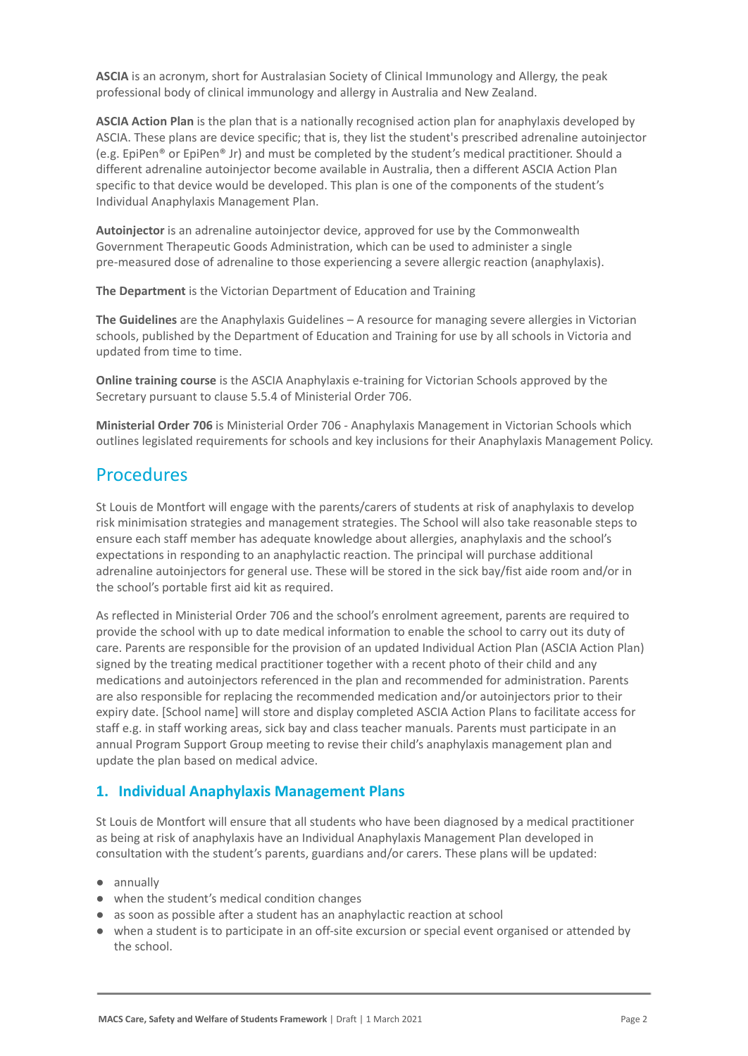**ASCIA** is an acronym, short for Australasian Society of Clinical Immunology and Allergy, the peak professional body of clinical immunology and allergy in Australia and New Zealand.

**ASCIA Action Plan** is the plan that is a nationally recognised action plan for anaphylaxis developed by ASCIA. These plans are device specific; that is, they list the student's prescribed adrenaline autoinjector (e.g. EpiPen® or EpiPen® Jr) and must be completed by the student's medical practitioner. Should a different adrenaline autoinjector become available in Australia, then a different ASCIA Action Plan specific to that device would be developed. This plan is one of the components of the student's Individual Anaphylaxis Management Plan.

**Autoinjector** is an adrenaline autoinjector device, approved for use by the Commonwealth Government Therapeutic Goods Administration, which can be used to administer a single pre-measured dose of adrenaline to those experiencing a severe allergic reaction (anaphylaxis).

**The Department** is the Victorian Department of Education and Training

**The Guidelines** are the Anaphylaxis Guidelines – A resource for managing severe allergies in Victorian schools, published by the Department of Education and Training for use by all schools in Victoria and updated from time to time.

**Online training course** is the ASCIA Anaphylaxis e-training for Victorian Schools approved by the Secretary pursuant to clause 5.5.4 of Ministerial Order 706.

**Ministerial Order 706** is Ministerial Order 706 - Anaphylaxis Management in Victorian Schools which outlines legislated requirements for schools and key inclusions for their Anaphylaxis Management Policy.

## Procedures

St Louis de Montfort will engage with the parents/carers of students at risk of anaphylaxis to develop risk minimisation strategies and management strategies. The School will also take reasonable steps to ensure each staff member has adequate knowledge about allergies, anaphylaxis and the school's expectations in responding to an anaphylactic reaction. The principal will purchase additional adrenaline autoinjectors for general use. These will be stored in the sick bay/fist aide room and/or in the school's portable first aid kit as required.

As reflected in Ministerial Order 706 and the school's enrolment agreement, parents are required to provide the school with up to date medical information to enable the school to carry out its duty of care. Parents are responsible for the provision of an updated Individual Action Plan (ASCIA Action Plan) signed by the treating medical practitioner together with a recent photo of their child and any medications and autoinjectors referenced in the plan and recommended for administration. Parents are also responsible for replacing the recommended medication and/or autoinjectors prior to their expiry date. [School name] will store and display completed ASCIA Action Plans to facilitate access for staff e.g. in staff working areas, sick bay and class teacher manuals. Parents must participate in an annual Program Support Group meeting to revise their child's anaphylaxis management plan and update the plan based on medical advice.

### 1. Individual Anaphylaxis Management Plans

St Louis de Montfort will ensure that all students who have been diagnosed by a medical practitioner as being at risk of anaphylaxis have an Individual Anaphylaxis Management Plan developed in consultation with the student's parents, guardians and/or carers. These plans will be updated:

- annually
- when the student's medical condition changes
- as soon as possible after a student has an anaphylactic reaction at school
- when a student is to participate in an off-site excursion or special event organised or attended by the school.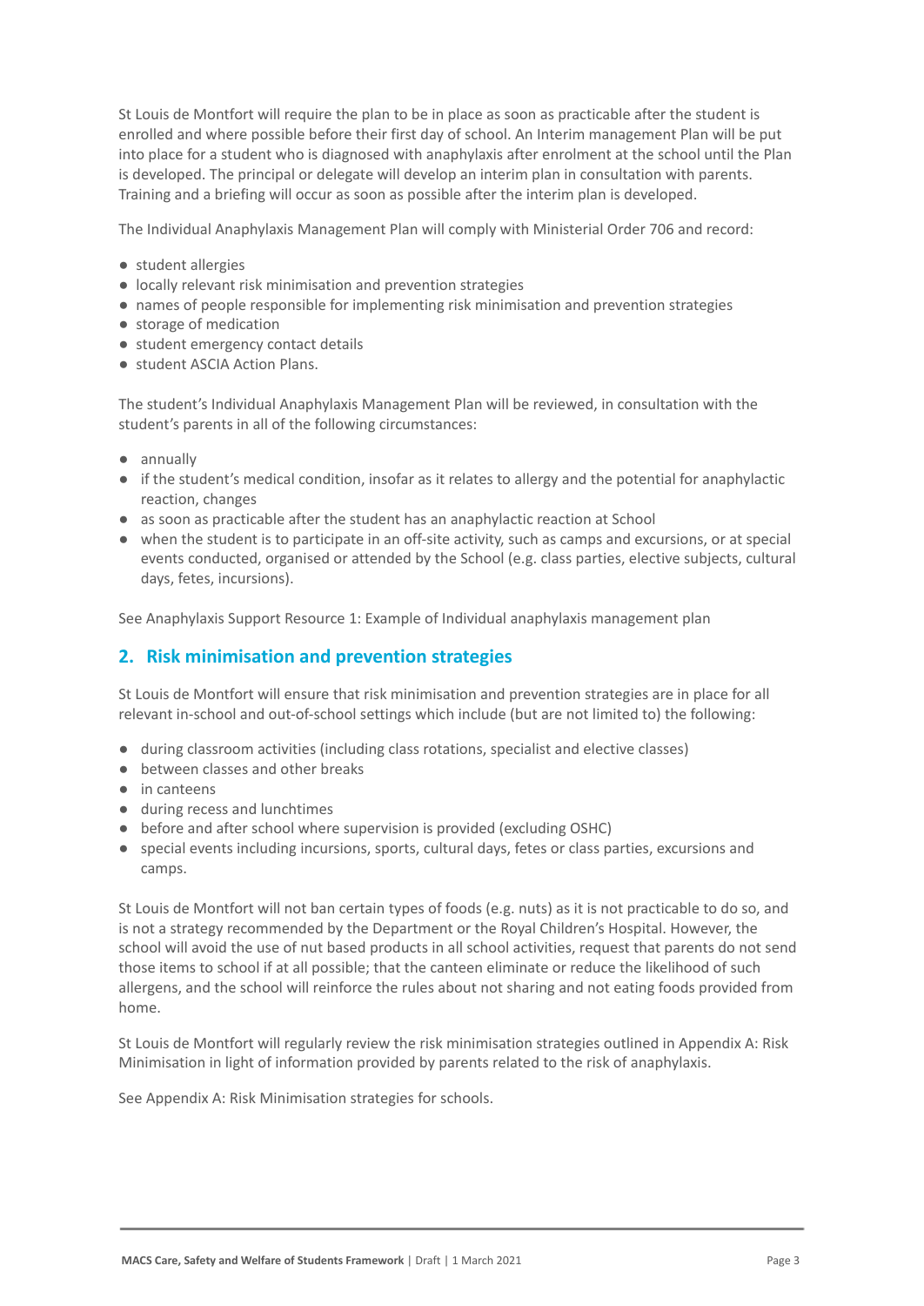St Louis de Montfort will require the plan to be in place as soon as practicable after the student is enrolled and where possible before their first day of school. An Interim management Plan will be put into place for a student who is diagnosed with anaphylaxis after enrolment at the school until the Plan is developed. The principal or delegate will develop an interim plan in consultation with parents. Training and a briefing will occur as soon as possible after the interim plan is developed.

The Individual Anaphylaxis Management Plan will comply with Ministerial Order 706 and record:

- student allergies
- locally relevant risk minimisation and prevention strategies
- names of people responsible for implementing risk minimisation and prevention strategies
- storage of medication
- student emergency contact details
- student ASCIA Action Plans.

The student's Individual Anaphylaxis Management Plan will be reviewed, in consultation with the student's parents in all of the following circumstances:

- annually
- if the student's medical condition, insofar as it relates to allergy and the potential for anaphylactic reaction, changes
- as soon as practicable after the student has an anaphylactic reaction at School
- when the student is to participate in an off-site activity, such as camps and excursions, or at special events conducted, organised or attended by the School (e.g. class parties, elective subjects, cultural days, fetes, incursions).

See Anaphylaxis Support Resource 1: Example of Individual anaphylaxis management plan

## 2. Risk minimisation and prevention strategies

St Louis de Montfort will ensure that risk minimisation and prevention strategies are in place for all relevant in-school and out-of-school settings which include (but are not limited to) the following:

- during classroom activities (including class rotations, specialist and elective classes)
- between classes and other breaks
- in canteens
- during recess and lunchtimes
- before and after school where supervision is provided (excluding OSHC)
- special events including incursions, sports, cultural days, fetes or class parties, excursions and camps.

St Louis de Montfort will not ban certain types of foods (e.g. nuts) as it is not practicable to do so, and is not a strategy recommended by the Department or the Royal Children's Hospital. However, the school will avoid the use of nut based products in all school activities, request that parents do not send those items to school if at all possible; that the canteen eliminate or reduce the likelihood of such allergens, and the school will reinforce the rules about not sharing and not eating foods provided from home.

St Louis de Montfort will regularly review the risk minimisation strategies outlined in Appendix A: Risk Minimisation in light of information provided by parents related to the risk of anaphylaxis.

See Appendix A: Risk Minimisation strategies for schools.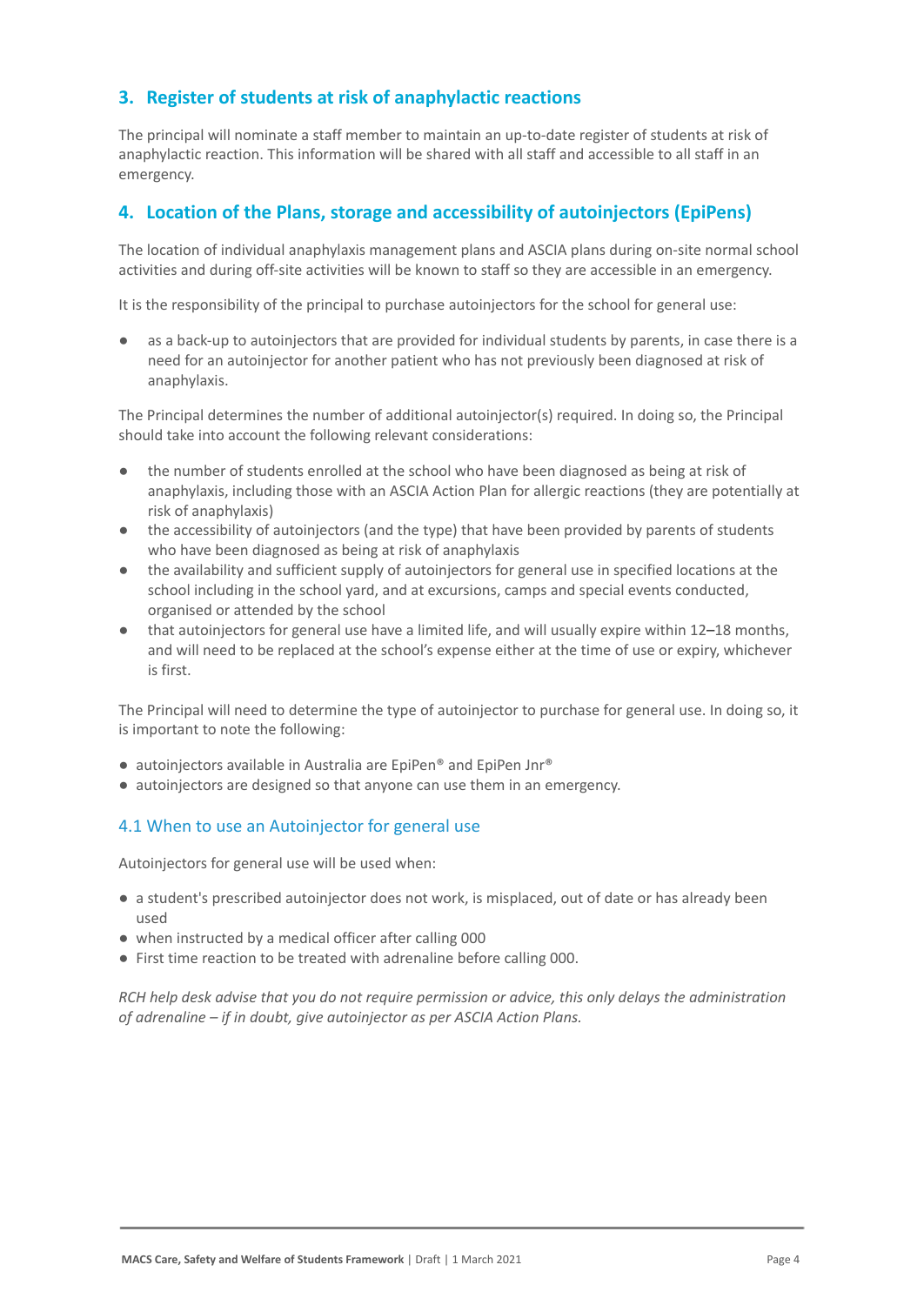## 3. Register of students at risk of anaphylactic reactions

The principal will nominate a staff member to maintain an up-to-date register of students at risk of anaphylactic reaction. This information will be shared with all staff and accessible to all staff in an emergency.

## 4. Location of the Plans, storage and accessibility of autoinjectors (EpiPens)

The location of individual anaphylaxis management plans and ASCIA plans during on-site normal school activities and during off-site activities will be known to staff so they are accessible in an emergency.

It is the responsibility of the principal to purchase autoinjectors for the school for general use:

- as a back-up to autoinjectors that are provided for individual students by parents, in case there is a need for an autoinjector for another patient who has not previously been diagnosed at risk of anaphylaxis.

The Principal determines the number of additional autoinjector(s) required. In doing so, the Principal should take into account the following relevant considerations:

- the number of students enrolled at the school who have been diagnosed as being at risk of anaphylaxis, including those with an ASCIA Action Plan for allergic reactions (they are potentially at risk of anaphylaxis)
- the accessibility of autoinjectors (and the type) that have been provided by parents of students who have been diagnosed as being at risk of anaphylaxis
- the availability and sufficient supply of autoinjectors for general use in specified locations at the school including in the school yard, and at excursions, camps and special events conducted, organised or attended by the school
- that autoinjectors for general use have a limited life, and will usually expire within 12–18 months, and will need to be replaced at the school's expense either at the time of use or expiry, whichever is first.

The Principal will need to determine the type of autoinjector to purchase for general use. In doing so, it is important to note the following:

- autoinjectors available in Australia are EpiPen® and EpiPen Jnr®
- autoinjectors are designed so that anyone can use them in an emergency.

### 4.1 When to use an Autoinjector for general use

Autoinjectors for general use will be used when:

- a student's prescribed autoinjector does not work, is misplaced, out of date or has already been used
- when instructed by a medical officer after calling 000
- First time reaction to be treated with adrenaline before calling 000.

*RCH help desk advise that you do not require permission or advice, this only delays the administration of adrenaline – if in doubt, give autoinjector as per ASCIA Action Plans.*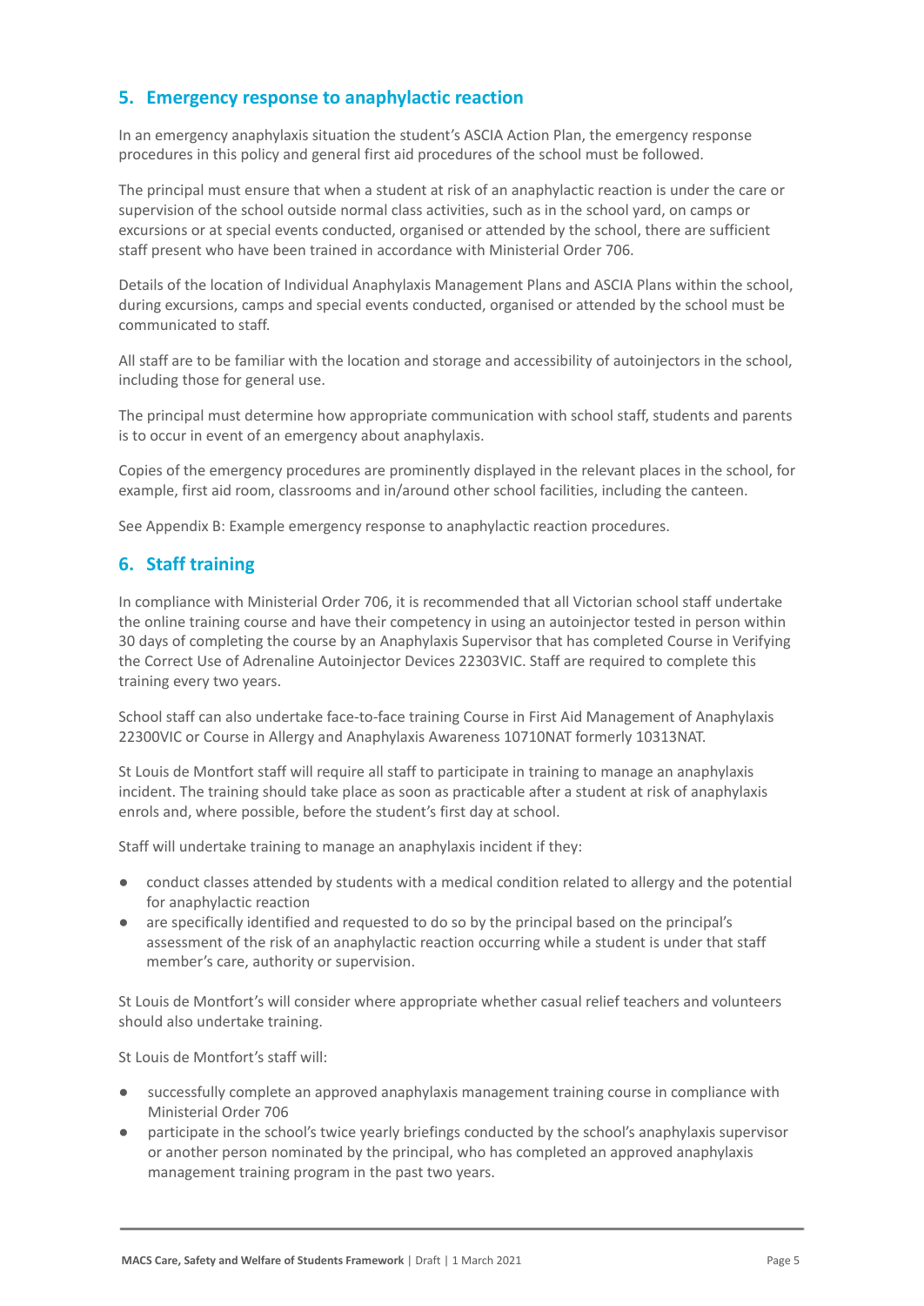## 5. Emergency response to anaphylactic reaction

In an emergency anaphylaxis situation the student's ASCIA Action Plan, the emergency response procedures in this policy and general first aid procedures of the school must be followed.

The principal must ensure that when a student at risk of an anaphylactic reaction is under the care or supervision of the school outside normal class activities, such as in the school yard, on camps or excursions or at special events conducted, organised or attended by the school, there are sufficient staff present who have been trained in accordance with Ministerial Order 706.

Details of the location of Individual Anaphylaxis Management Plans and ASCIA Plans within the school, during excursions, camps and special events conducted, organised or attended by the school must be communicated to staff.

All staff are to be familiar with the location and storage and accessibility of autoinjectors in the school, including those for general use.

The principal must determine how appropriate communication with school staff, students and parents is to occur in event of an emergency about anaphylaxis.

Copies of the emergency procedures are prominently displayed in the relevant places in the school, for example, first aid room, classrooms and in/around other school facilities, including the canteen.

See Appendix B: Example emergency response to anaphylactic reaction procedures.

## 6. Staff training

In compliance with Ministerial Order 706, it is recommended that all Victorian school staff undertake the online training course and have their competency in using an autoinjector tested in person within 30 days of completing the course by an Anaphylaxis Supervisor that has completed Course in Verifying the Correct Use of Adrenaline Autoinjector Devices 22303VIC. Staff are required to complete this training every two years.

School staff can also undertake face-to-face training Course in First Aid Management of Anaphylaxis 22300VIC or Course in Allergy and Anaphylaxis Awareness 10710NAT formerly 10313NAT.

St Louis de Montfort staff will require all staff to participate in training to manage an anaphylaxis incident. The training should take place as soon as practicable after a student at risk of anaphylaxis enrols and, where possible, before the student's first day at school.

Staff will undertake training to manage an anaphylaxis incident if they:

- conduct classes attended by students with a medical condition related to allergy and the potential for anaphylactic reaction
- are specifically identified and requested to do so by the principal based on the principal's assessment of the risk of an anaphylactic reaction occurring while a student is under that staff member's care, authority or supervision.

St Louis de Montfort's will consider where appropriate whether casual relief teachers and volunteers should also undertake training.

St Louis de Montfort's staff will:

- successfully complete an approved anaphylaxis management training course in compliance with Ministerial Order 706
- participate in the school's twice yearly briefings conducted by the school's anaphylaxis supervisor or another person nominated by the principal, who has completed an approved anaphylaxis management training program in the past two years.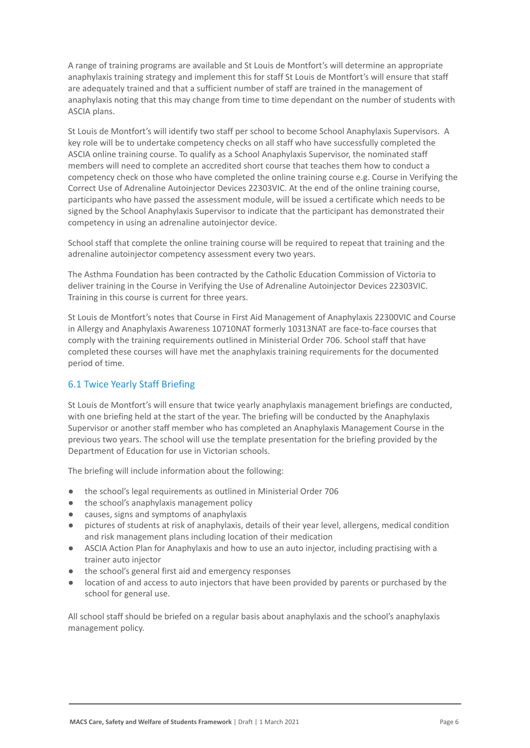A range of training programs are available and St Louis de Montfort's will determine an appropriate anaphylaxis training strategy and implement this for staff St Louis de Montfort's will ensure that staff are adequately trained and that a sufficient number of staff are trained in the management of anaphylaxis noting that this may change from time to time dependant on the number of students with ASCIA plans.

St Louis de Montfort's will identify two staff per school to become School Anaphylaxis Supervisors. A key role will be to undertake competency checks on all staff who have successfully completed the ASCIA online training course. To qualify as a School Anaphylaxis Supervisor, the nominated staff members will need to complete an accredited short course that teaches them how to conduct a competency check on those who have completed the online training course e.g. Course in Verifying the Correct Use of Adrenaline Autoinjector Devices 22303VIC. At the end of the online training course, participants who have passed the assessment module, will be issued a certificate which needs to be signed by the School Anaphylaxis Supervisor to indicate that the participant has demonstrated their competency in using an adrenaline autoinjector device.

School staff that complete the online training course will be required to repeat that training and the adrenaline autoinjector competency assessment every two years.

The Asthma Foundation has been contracted by the Catholic Education Commission of Victoria to deliver training in the Course in Verifying the Use of Adrenaline Autoinjector Devices 22303VIC. Training in this course is current for three years.

St Louis de Montfort's notes that Course in First Aid Management of Anaphylaxis 22300VIC and Course in Allergy and Anaphylaxis Awareness 10710NAT formerly 10313NAT are face-to-face courses that comply with the training requirements outlined in Ministerial Order 706. School staff that have completed these courses will have met the anaphylaxis training requirements for the documented period of time.

### 6.1 Twice Yearly Staff Briefing

St Louis de Montfort's will ensure that twice yearly anaphylaxis management briefings are conducted, with one briefing held at the start of the year. The briefing will be conducted by the Anaphylaxis Supervisor or another staff member who has completed an Anaphylaxis Management Course in the previous two years. The school will use the template presentation for the briefing provided by the Department of Education for use in Victorian schools.

The briefing will include information about the following:

- the school's legal requirements as outlined in Ministerial Order 706
- the school's anaphylaxis management policy
- causes, signs and symptoms of anaphylaxis
- pictures of students at risk of anaphylaxis, details of their year level, allergens, medical condition and risk management plans including location of their medication
- ASCIA Action Plan for Anaphylaxis and how to use an auto injector, including practising with a trainer auto injector
- the school's general first aid and emergency responses
- location of and access to auto injectors that have been provided by parents or purchased by the school for general use.

All school staff should be briefed on a regular basis about anaphylaxis and the school's anaphylaxis management policy.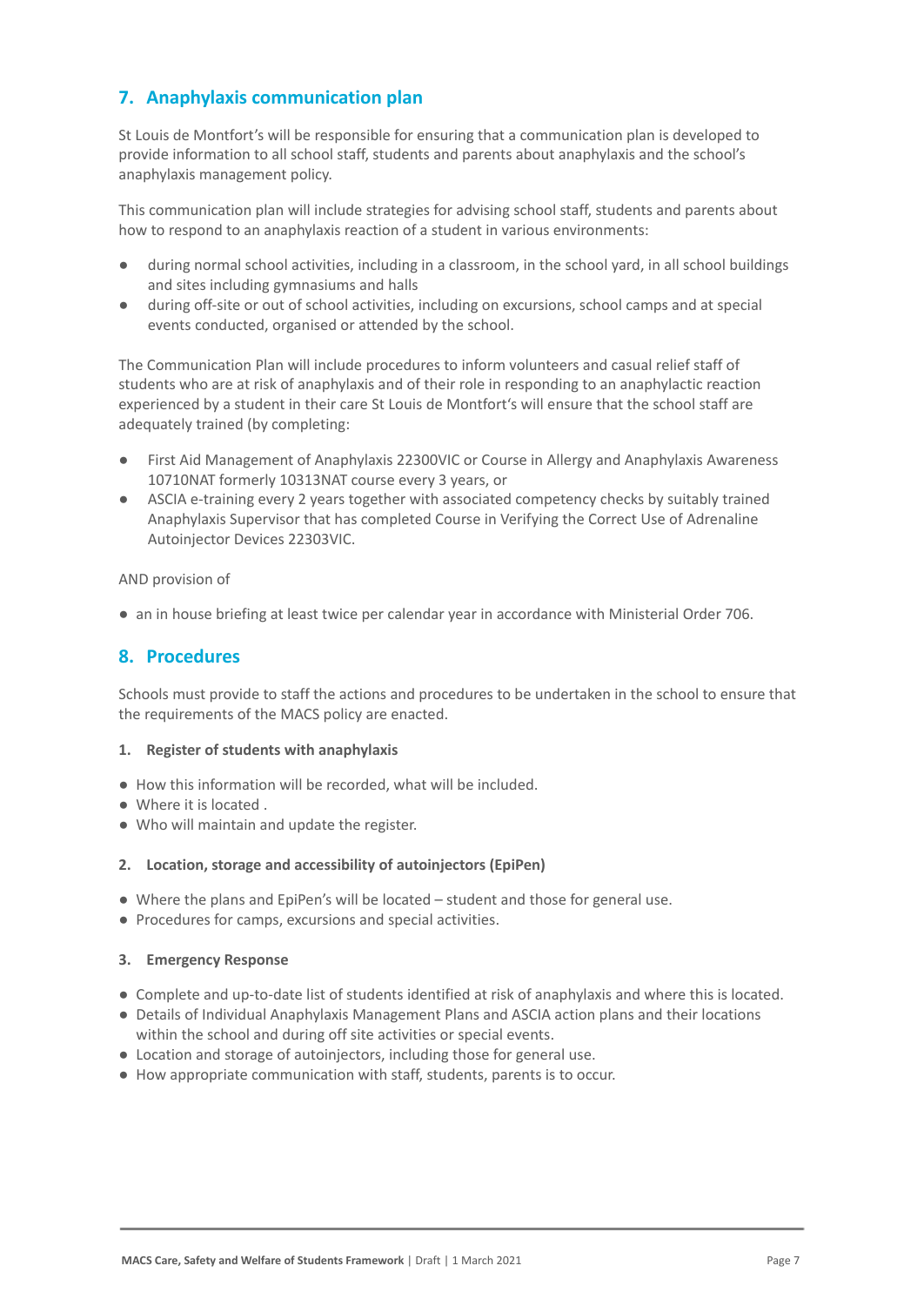## 7. Anaphylaxis communication plan

St Louis de Montfort's will be responsible for ensuring that a communication plan is developed to provide information to all school staff, students and parents about anaphylaxis and the school's anaphylaxis management policy.

This communication plan will include strategies for advising school staff, students and parents about how to respond to an anaphylaxis reaction of a student in various environments:

- during normal school activities, including in a classroom, in the school yard, in all school buildings and sites including gymnasiums and halls
- during off-site or out of school activities, including on excursions, school camps and at special events conducted, organised or attended by the school.

The Communication Plan will include procedures to inform volunteers and casual relief staff of students who are at risk of anaphylaxis and of their role in responding to an anaphylactic reaction experienced by a student in their care St Louis de Montfort's will ensure that the school staff are adequately trained (by completing:

- First Aid Management of Anaphylaxis 22300VIC or Course in Allergy and Anaphylaxis Awareness 10710NAT formerly 10313NAT course every 3 years, or
- ASCIA e-training every 2 years together with associated competency checks by suitably trained Anaphylaxis Supervisor that has completed Course in Verifying the Correct Use of Adrenaline Autoinjector Devices 22303VIC.

AND provision of

- an in house briefing at least twice per calendar year in accordance with Ministerial Order 706.

## 8. Procedures

Schools must provide to staff the actions and procedures to be undertaken in the school to ensure that the requirements of the MACS policy are enacted.

**1. Register of students with anaphylaxis**

- How this information will be recorded, what will be included.
- Where it is located .
- Who will maintain and update the register.

**2. Location, storage and accessibility of autoinjectors (EpiPen)**

- Where the plans and EpiPen's will be located – student and those for general use.
- Procedures for camps, excursions and special activities.

**3. Emergency Response**

- Complete and up-to-date list of students identified at risk of anaphylaxis and where this is located.
- Details of Individual Anaphylaxis Management Plans and ASCIA action plans and their locations within the school and during off site activities or special events.
- Location and storage of autoinjectors, including those for general use.
- How appropriate communication with staff, students, parents is to occur.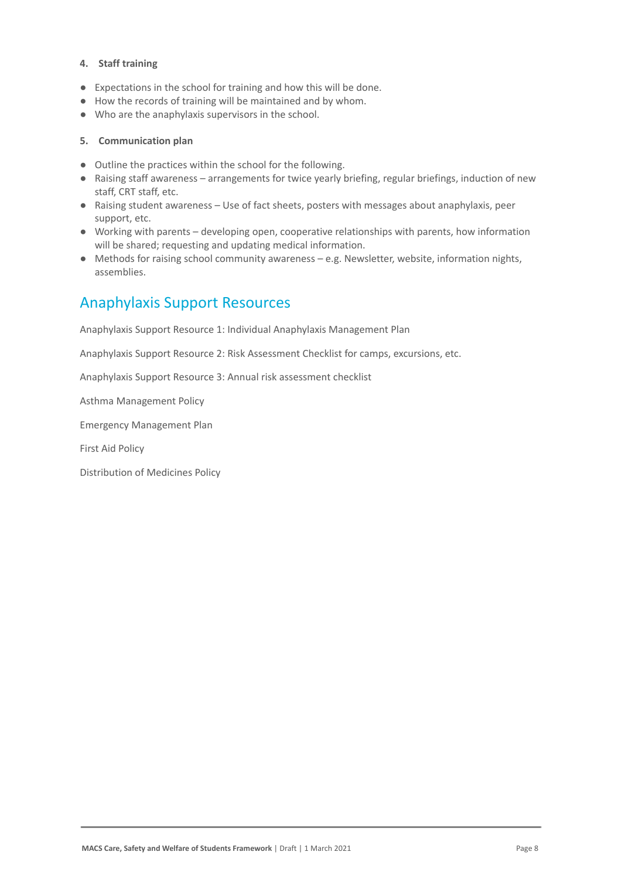**4. Staff training**

- Expectations in the school for training and how this will be done.
- How the records of training will be maintained and by whom.
- Who are the anaphylaxis supervisors in the school.

**5. Communication plan**

- Outline the practices within the school for the following.
- Raising staff awareness – arrangements for twice yearly briefing, regular briefings, induction of new staff, CRT staff, etc.
- Raising student awareness – Use of fact sheets, posters with messages about anaphylaxis, peer support, etc.
- Working with parents – developing open, cooperative relationships with parents, how information will be shared; requesting and updating medical information.
- Methods for raising school community awareness – e.g. Newsletter, website, information nights, assemblies.

## Anaphylaxis Support Resources

Anaphylaxis Support Resource 1: Individual Anaphylaxis Management Plan

Anaphylaxis Support Resource 2: Risk Assessment Checklist for camps, excursions, etc.

Anaphylaxis Support Resource 3: Annual risk assessment checklist

Asthma Management Policy

Emergency Management Plan

First Aid Policy

Distribution of Medicines Policy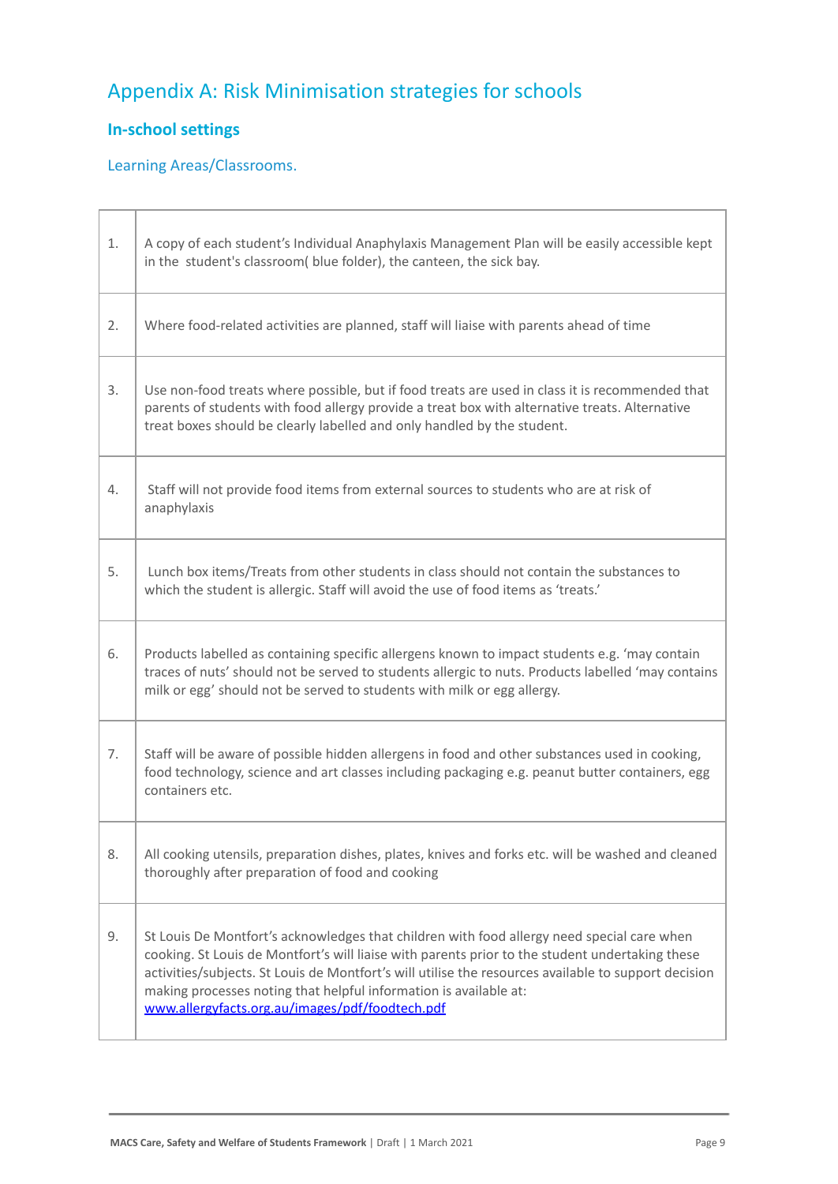# Appendix A: Risk Minimisation strategies for schools

## In-school settings

### Learning Areas/Classrooms.

| | |
|---|---|
| 1. | A copy of each student's Individual Anaphylaxis Management Plan will be easily accessible kept in the student's classroom( blue folder), the canteen, the sick bay. |
| 2. | Where food-related activities are planned, staff will liaise with parents ahead of time |
| 3. | Use non-food treats where possible, but if food treats are used in class it is recommended that parents of students with food allergy provide a treat box with alternative treats. Alternative treat boxes should be clearly labelled and only handled by the student. |
| 4. | Staff will not provide food items from external sources to students who are at risk of anaphylaxis |
| 5. | Lunch box items/Treats from other students in class should not contain the substances to which the student is allergic. Staff will avoid the use of food items as 'treats.' |
| 6. | Products labelled as containing specific allergens known to impact students e.g. 'may contain traces of nuts' should not be served to students allergic to nuts. Products labelled 'may contains milk or egg' should not be served to students with milk or egg allergy. |
| 7. | Staff will be aware of possible hidden allergens in food and other substances used in cooking, food technology, science and art classes including packaging e.g. peanut butter containers, egg containers etc. |
| 8. | All cooking utensils, preparation dishes, plates, knives and forks etc. will be washed and cleaned thoroughly after preparation of food and cooking |
| 9. | St Louis De Montfort's acknowledges that children with food allergy need special care when cooking. St Louis de Montfort's will liaise with parents prior to the student undertaking these activities/subjects. St Louis de Montfort's will utilise the resources available to support decision making processes noting that helpful information is available at: [www.allergyfacts.org.au/images/pdf/foodtech.pdf](www.allergyfacts.org.au/images/pdf/foodtech.pdf) |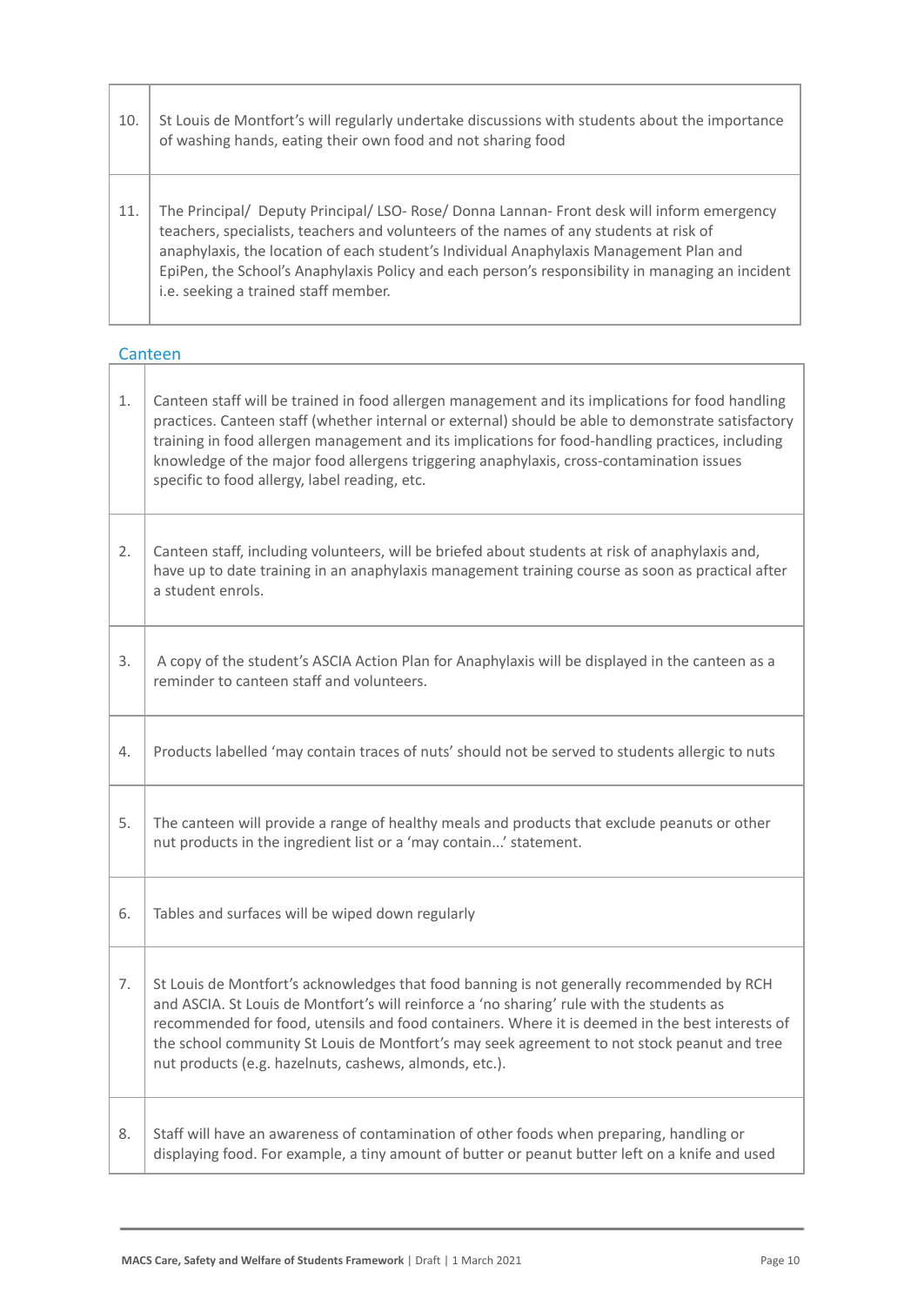| | |
|---|---|
| 10. | St Louis de Montfort's will regularly undertake discussions with students about the importance of washing hands, eating their own food and not sharing food |
| 11. | The Principal/ Deputy Principal/ LSO- Rose/ Donna Lannan- Front desk will inform emergency teachers, specialists, teachers and volunteers of the names of any students at risk of anaphylaxis, the location of each student's Individual Anaphylaxis Management Plan and EpiPen, the School's Anaphylaxis Policy and each person's responsibility in managing an incident i.e. seeking a trained staff member. |

## Canteen

| | |
|---|---|
| 1. | Canteen staff will be trained in food allergen management and its implications for food handling practices. Canteen staff (whether internal or external) should be able to demonstrate satisfactory training in food allergen management and its implications for food-handling practices, including knowledge of the major food allergens triggering anaphylaxis, cross-contamination issues specific to food allergy, label reading, etc. |
| 2. | Canteen staff, including volunteers, will be briefed about students at risk of anaphylaxis and, have up to date training in an anaphylaxis management training course as soon as practical after a student enrols. |
| 3. | A copy of the student's ASCIA Action Plan for Anaphylaxis will be displayed in the canteen as a reminder to canteen staff and volunteers. |
| 4. | Products labelled 'may contain traces of nuts' should not be served to students allergic to nuts |
| 5. | The canteen will provide a range of healthy meals and products that exclude peanuts or other nut products in the ingredient list or a 'may contain...' statement. |
| 6. | Tables and surfaces will be wiped down regularly |
| 7. | St Louis de Montfort's acknowledges that food banning is not generally recommended by RCH and ASCIA. St Louis de Montfort's will reinforce a 'no sharing' rule with the students as recommended for food, utensils and food containers. Where it is deemed in the best interests of the school community St Louis de Montfort's may seek agreement to not stock peanut and tree nut products (e.g. hazelnuts, cashews, almonds, etc.). |
| 8. | Staff will have an awareness of contamination of other foods when preparing, handling or displaying food. For example, a tiny amount of butter or peanut butter left on a knife and used |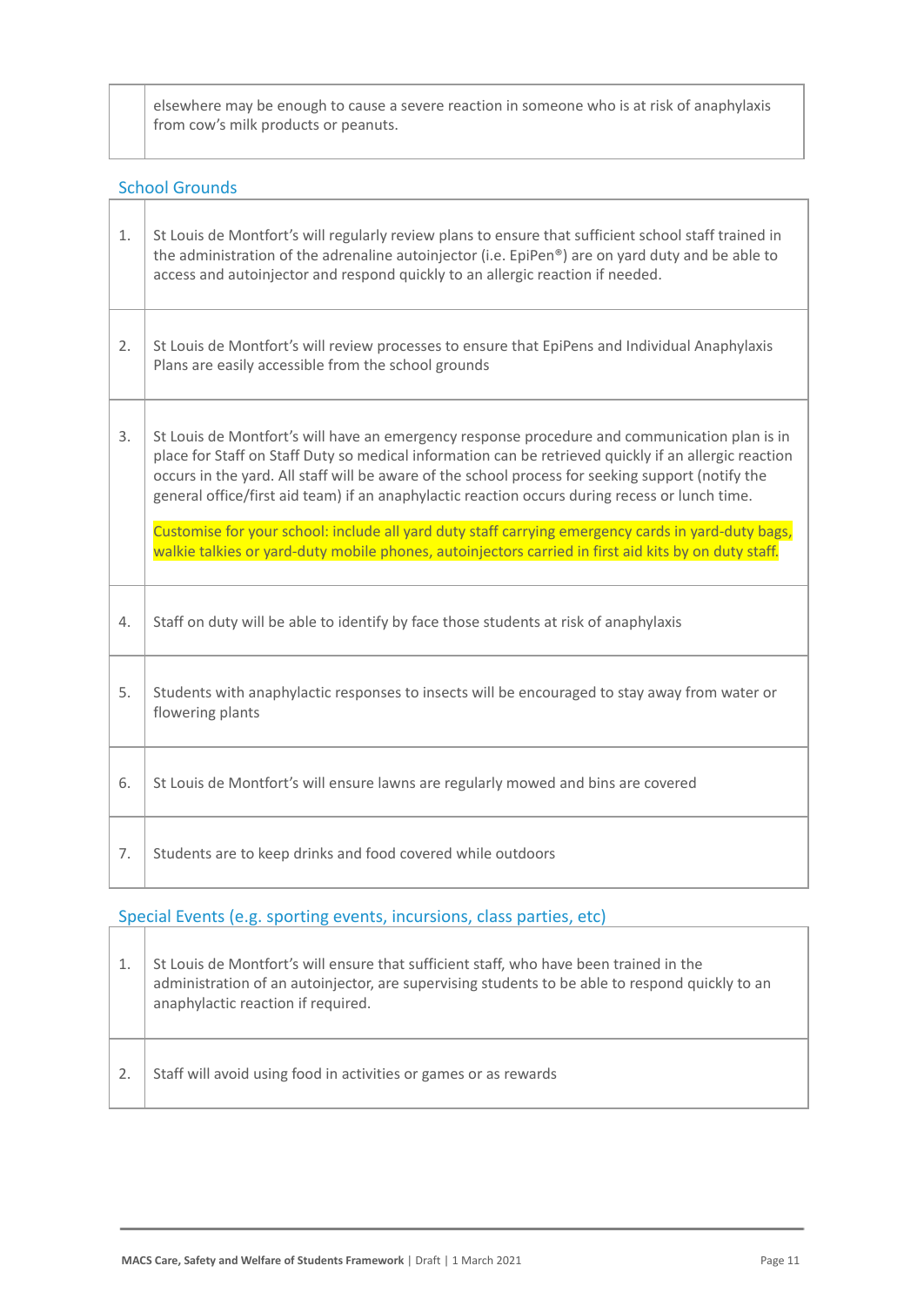| | |
|---|---|
| | elsewhere may be enough to cause a severe reaction in someone who is at risk of anaphylaxis from cow's milk products or peanuts. |

### School Grounds

| | |
|---|---|
| 1. | St Louis de Montfort's will regularly review plans to ensure that sufficient school staff trained in the administration of the adrenaline autoinjector (i.e. EpiPen®) are on yard duty and be able to access and autoinjector and respond quickly to an allergic reaction if needed. |
| 2. | St Louis de Montfort's will review processes to ensure that EpiPens and Individual Anaphylaxis Plans are easily accessible from the school grounds |
| 3. | St Louis de Montfort's will have an emergency response procedure and communication plan is in place for Staff on Staff Duty so medical information can be retrieved quickly if an allergic reaction occurs in the yard. All staff will be aware of the school process for seeking support (notify the general office/first aid team) if an anaphylactic reaction occurs during recess or lunch time.<br><br>Customise for your school: include all yard duty staff carrying emergency cards in yard-duty bags, walkie talkies or yard-duty mobile phones, autoinjectors carried in first aid kits by on duty staff. |
| 4. | Staff on duty will be able to identify by face those students at risk of anaphylaxis |
| 5. | Students with anaphylactic responses to insects will be encouraged to stay away from water or flowering plants |
| 6. | St Louis de Montfort's will ensure lawns are regularly mowed and bins are covered |
| 7. | Students are to keep drinks and food covered while outdoors |

### Special Events (e.g. sporting events, incursions, class parties, etc)

| | |
|---|---|
| 1. | St Louis de Montfort's will ensure that sufficient staff, who have been trained in the administration of an autoinjector, are supervising students to be able to respond quickly to an anaphylactic reaction if required. |
| 2. | Staff will avoid using food in activities or games or as rewards |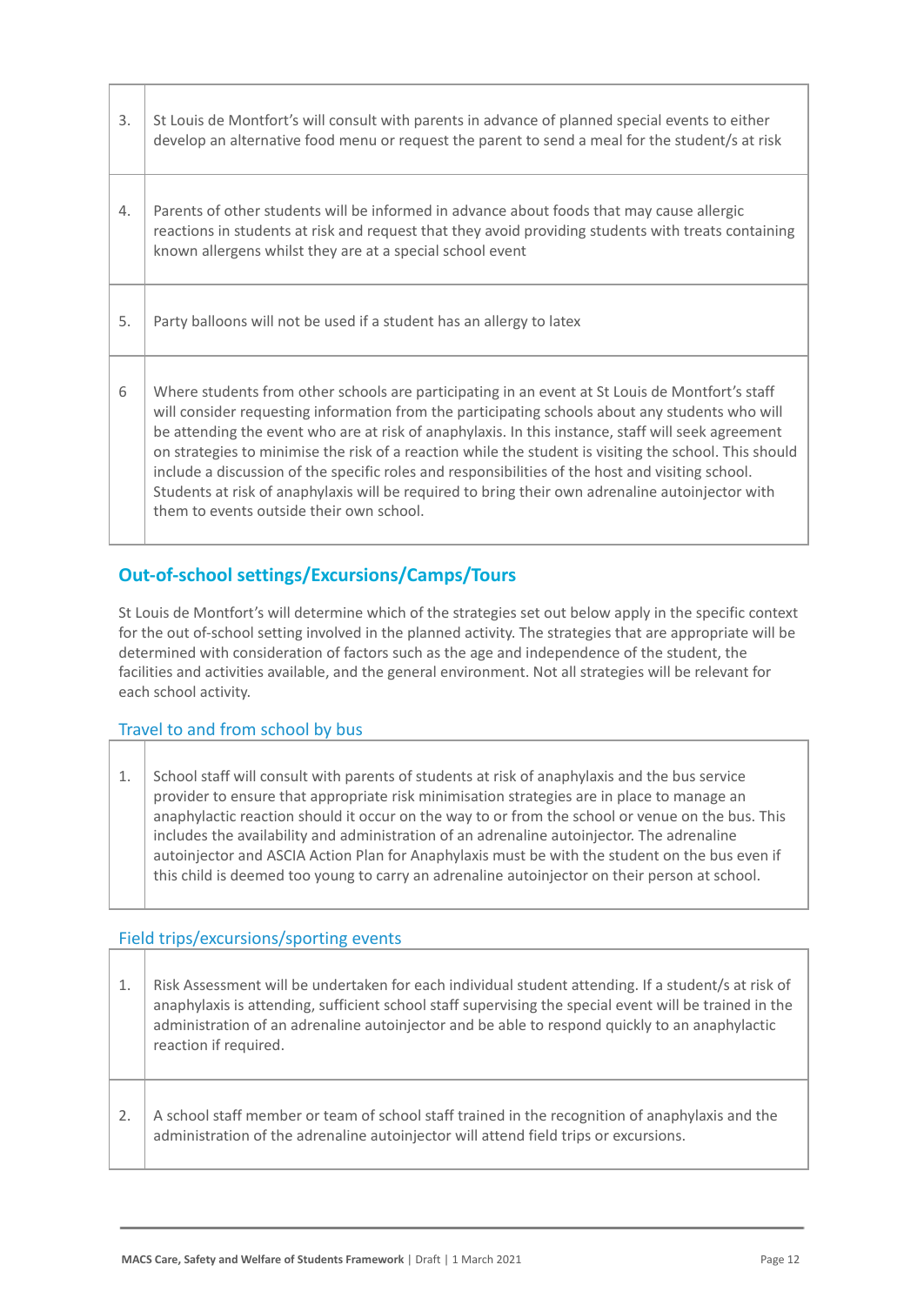| | |
|---|---|
| 3. | St Louis de Montfort's will consult with parents in advance of planned special events to either develop an alternative food menu or request the parent to send a meal for the student/s at risk |
| 4. | Parents of other students will be informed in advance about foods that may cause allergic reactions in students at risk and request that they avoid providing students with treats containing known allergens whilst they are at a special school event |
| 5. | Party balloons will not be used if a student has an allergy to latex |
| 6 | Where students from other schools are participating in an event at St Louis de Montfort's staff will consider requesting information from the participating schools about any students who will be attending the event who are at risk of anaphylaxis. In this instance, staff will seek agreement on strategies to minimise the risk of a reaction while the student is visiting the school. This should include a discussion of the specific roles and responsibilities of the host and visiting school. Students at risk of anaphylaxis will be required to bring their own adrenaline autoinjector with them to events outside their own school. |

## Out-of-school settings/Excursions/Camps/Tours

St Louis de Montfort's will determine which of the strategies set out below apply in the specific context for the out of-school setting involved in the planned activity. The strategies that are appropriate will be determined with consideration of factors such as the age and independence of the student, the facilities and activities available, and the general environment. Not all strategies will be relevant for each school activity.

### Travel to and from school by bus

| | |
|---|---|
| 1. | School staff will consult with parents of students at risk of anaphylaxis and the bus service provider to ensure that appropriate risk minimisation strategies are in place to manage an anaphylactic reaction should it occur on the way to or from the school or venue on the bus. This includes the availability and administration of an adrenaline autoinjector. The adrenaline autoinjector and ASCIA Action Plan for Anaphylaxis must be with the student on the bus even if this child is deemed too young to carry an adrenaline autoinjector on their person at school. |

### Field trips/excursions/sporting events

| | |
|---|---|
| 1. | Risk Assessment will be undertaken for each individual student attending. If a student/s at risk of anaphylaxis is attending, sufficient school staff supervising the special event will be trained in the administration of an adrenaline autoinjector and be able to respond quickly to an anaphylactic reaction if required. |
| 2. | A school staff member or team of school staff trained in the recognition of anaphylaxis and the administration of the adrenaline autoinjector will attend field trips or excursions. |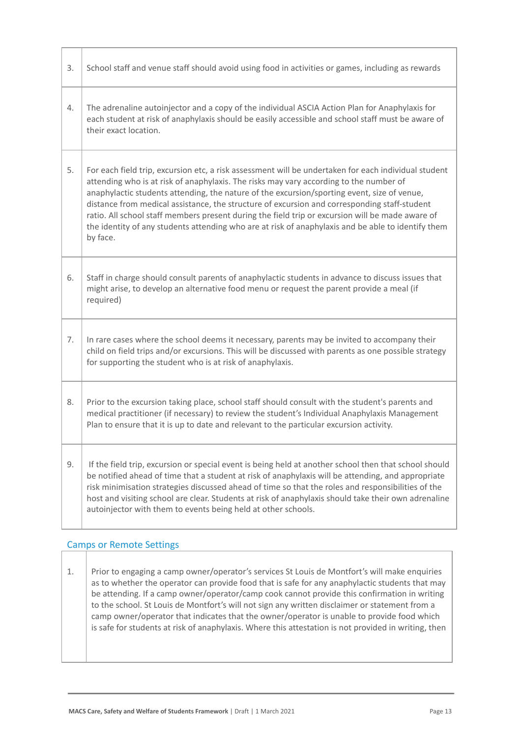| | |
|---|---|
| 3. | School staff and venue staff should avoid using food in activities or games, including as rewards |
| 4. | The adrenaline autoinjector and a copy of the individual ASCIA Action Plan for Anaphylaxis for each student at risk of anaphylaxis should be easily accessible and school staff must be aware of their exact location. |
| 5. | For each field trip, excursion etc, a risk assessment will be undertaken for each individual student attending who is at risk of anaphylaxis. The risks may vary according to the number of anaphylactic students attending, the nature of the excursion/sporting event, size of venue, distance from medical assistance, the structure of excursion and corresponding staff-student ratio. All school staff members present during the field trip or excursion will be made aware of the identity of any students attending who are at risk of anaphylaxis and be able to identify them by face. |
| 6. | Staff in charge should consult parents of anaphylactic students in advance to discuss issues that might arise, to develop an alternative food menu or request the parent provide a meal (if required) |
| 7. | In rare cases where the school deems it necessary, parents may be invited to accompany their child on field trips and/or excursions. This will be discussed with parents as one possible strategy for supporting the student who is at risk of anaphylaxis. |
| 8. | Prior to the excursion taking place, school staff should consult with the student's parents and medical practitioner (if necessary) to review the student's Individual Anaphylaxis Management Plan to ensure that it is up to date and relevant to the particular excursion activity. |
| 9. | If the field trip, excursion or special event is being held at another school then that school should be notified ahead of time that a student at risk of anaphylaxis will be attending, and appropriate risk minimisation strategies discussed ahead of time so that the roles and responsibilities of the host and visiting school are clear. Students at risk of anaphylaxis should take their own adrenaline autoinjector with them to events being held at other schools. |

## Camps or Remote Settings

| | |
|---|---|
| 1. | Prior to engaging a camp owner/operator's services St Louis de Montfort's will make enquiries as to whether the operator can provide food that is safe for any anaphylactic students that may be attending. If a camp owner/operator/camp cook cannot provide this confirmation in writing to the school. St Louis de Montfort's will not sign any written disclaimer or statement from a camp owner/operator that indicates that the owner/operator is unable to provide food which is safe for students at risk of anaphylaxis. Where this attestation is not provided in writing, then |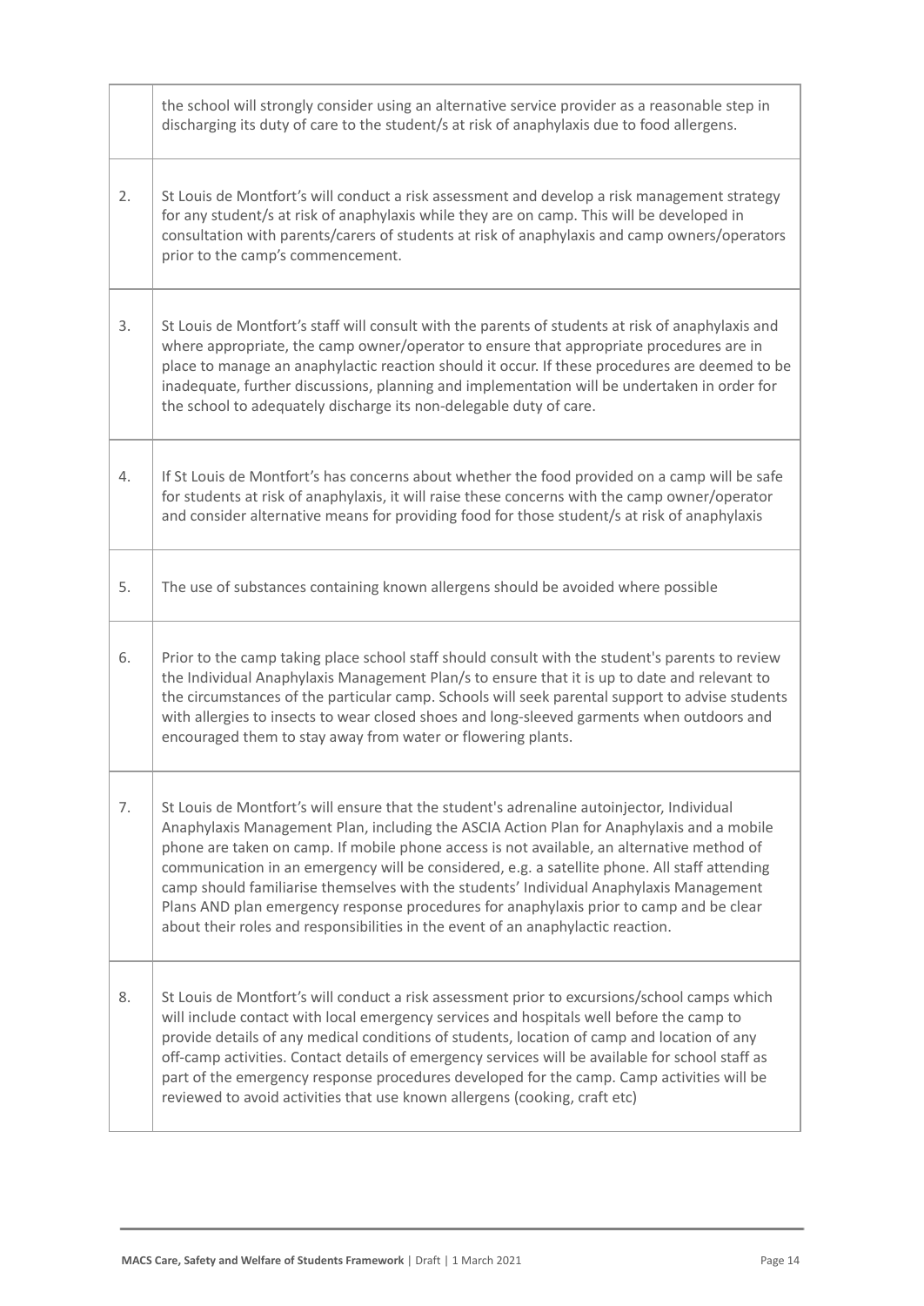|  |  |
|---|---|
|  | the school will strongly consider using an alternative service provider as a reasonable step in discharging its duty of care to the student/s at risk of anaphylaxis due to food allergens. |
| 2. | St Louis de Montfort's will conduct a risk assessment and develop a risk management strategy for any student/s at risk of anaphylaxis while they are on camp. This will be developed in consultation with parents/carers of students at risk of anaphylaxis and camp owners/operators prior to the camp's commencement. |
| 3. | St Louis de Montfort's staff will consult with the parents of students at risk of anaphylaxis and where appropriate, the camp owner/operator to ensure that appropriate procedures are in place to manage an anaphylactic reaction should it occur. If these procedures are deemed to be inadequate, further discussions, planning and implementation will be undertaken in order for the school to adequately discharge its non-delegable duty of care. |
| 4. | If St Louis de Montfort's has concerns about whether the food provided on a camp will be safe for students at risk of anaphylaxis, it will raise these concerns with the camp owner/operator and consider alternative means for providing food for those student/s at risk of anaphylaxis |
| 5. | The use of substances containing known allergens should be avoided where possible |
| 6. | Prior to the camp taking place school staff should consult with the student's parents to review the Individual Anaphylaxis Management Plan/s to ensure that it is up to date and relevant to the circumstances of the particular camp. Schools will seek parental support to advise students with allergies to insects to wear closed shoes and long-sleeved garments when outdoors and encouraged them to stay away from water or flowering plants. |
| 7. | St Louis de Montfort's will ensure that the student's adrenaline autoinjector, Individual Anaphylaxis Management Plan, including the ASCIA Action Plan for Anaphylaxis and a mobile phone are taken on camp. If mobile phone access is not available, an alternative method of communication in an emergency will be considered, e.g. a satellite phone. All staff attending camp should familiarise themselves with the students' Individual Anaphylaxis Management Plans AND plan emergency response procedures for anaphylaxis prior to camp and be clear about their roles and responsibilities in the event of an anaphylactic reaction. |
| 8. | St Louis de Montfort's will conduct a risk assessment prior to excursions/school camps which will include contact with local emergency services and hospitals well before the camp to provide details of any medical conditions of students, location of camp and location of any off-camp activities. Contact details of emergency services will be available for school staff as part of the emergency response procedures developed for the camp. Camp activities will be reviewed to avoid activities that use known allergens (cooking, craft etc) |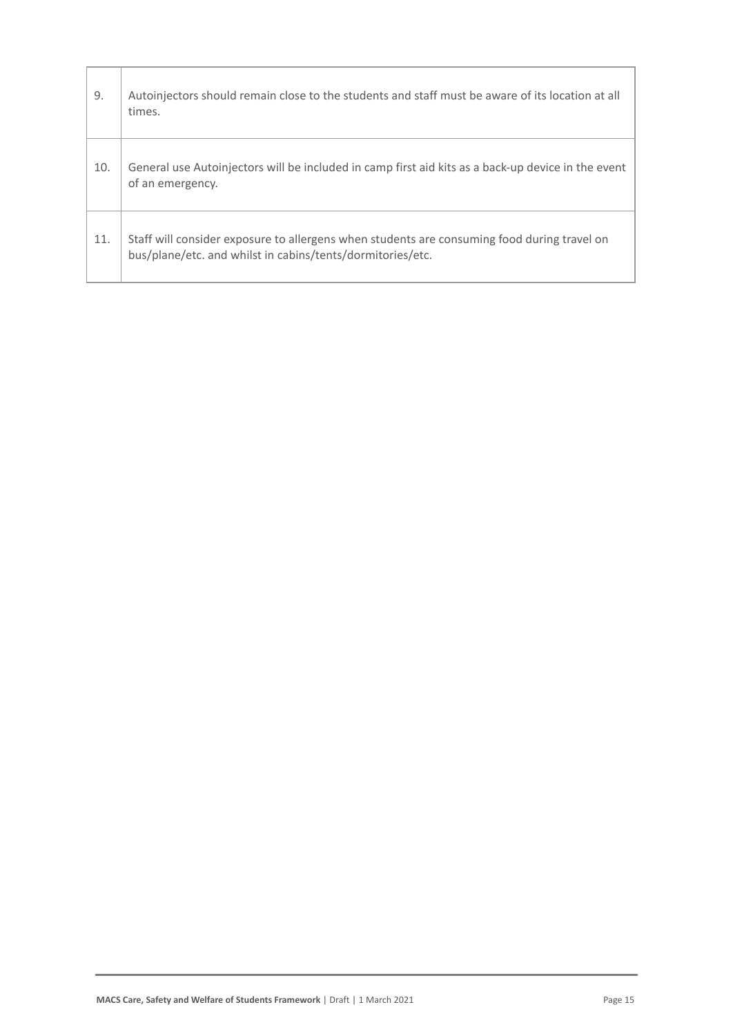| | |
|---|---|
| 9. | Autoinjectors should remain close to the students and staff must be aware of its location at all times. |
| 10. | General use Autoinjectors will be included in camp first aid kits as a back-up device in the event of an emergency. |
| 11. | Staff will consider exposure to allergens when students are consuming food during travel on bus/plane/etc. and whilst in cabins/tents/dormitories/etc. |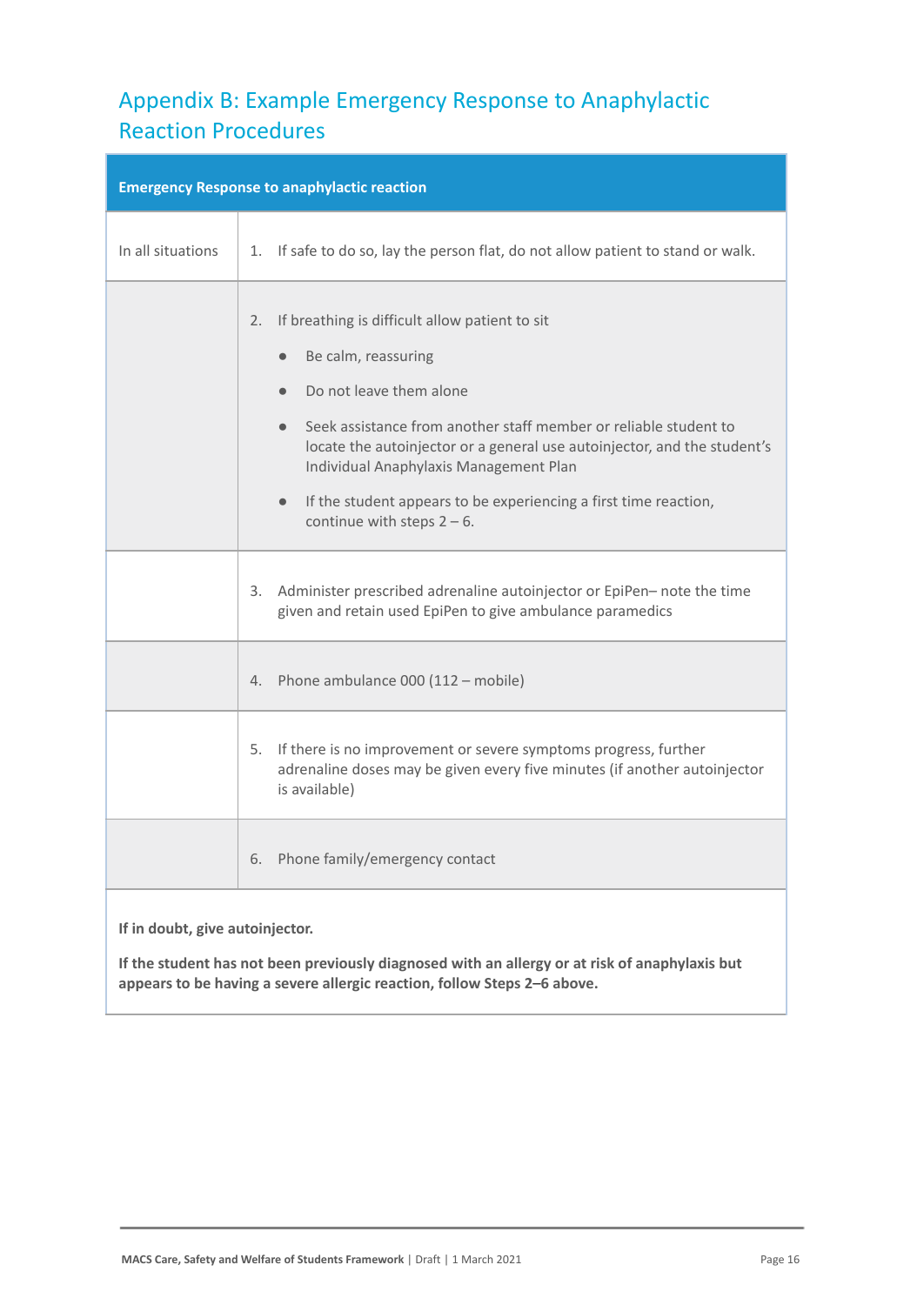## Appendix B: Example Emergency Response to Anaphylactic Reaction Procedures

| Emergency Response to anaphylactic reaction | |
|---|---|
| In all situations | 1. If safe to do so, lay the person flat, do not allow patient to stand or walk. |
| | 2. If breathing is difficult allow patient to sit<br>• Be calm, reassuring<br>• Do not leave them alone<br>• Seek assistance from another staff member or reliable student to locate the autoinjector or a general use autoinjector, and the student's Individual Anaphylaxis Management Plan<br>• If the student appears to be experiencing a first time reaction, continue with steps 2 – 6. |
| | 3. Administer prescribed adrenaline autoinjector or EpiPen– note the time given and retain used EpiPen to give ambulance paramedics |
| | 4. Phone ambulance 000 (112 – mobile) |
| | 5. If there is no improvement or severe symptoms progress, further adrenaline doses may be given every five minutes (if another autoinjector is available) |
| | 6. Phone family/emergency contact |

**If in doubt, give autoinjector.**

**If the student has not been previously diagnosed with an allergy or at risk of anaphylaxis but appears to be having a severe allergic reaction, follow Steps 2–6 above.**